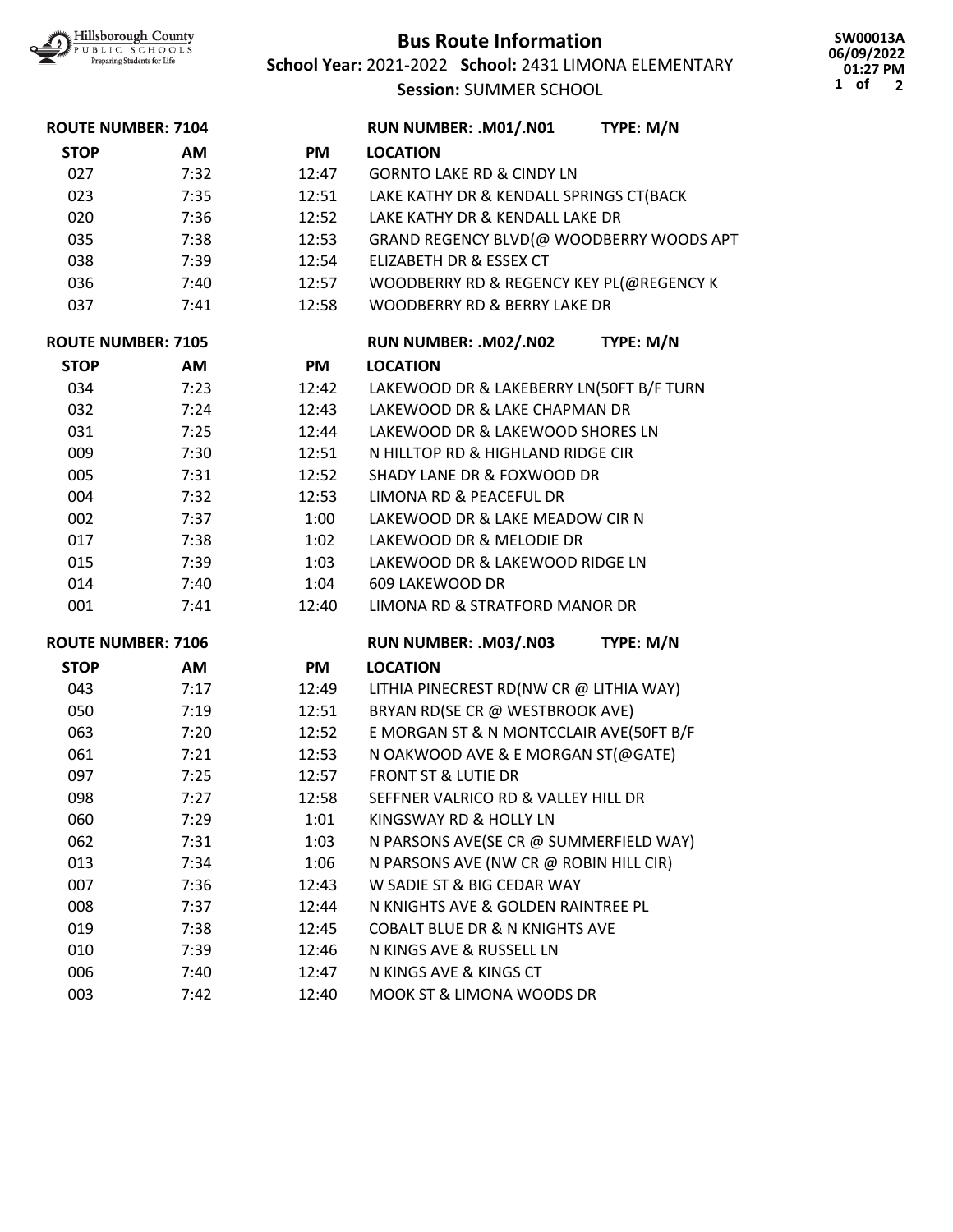Hillsborough County PUBLIC SCHOOLS Preparing Students for Life

# Bus Route Information

**School Year:** 2021-2022 **School:** 2431 LIMONA ELEMENTARY

**Session:** SUMMER SCHOOL

SW00013A
06/09/2022
01:27 PM

**ROUTE NUMBER: 7104** **RUN NUMBER: .M01/.N01** **TYPE: M/N**

| STOP | AM | PM | LOCATION |
|---|---|---|---|
| 027 | 7:32 | 12:47 | GORNTO LAKE RD & CINDY LN |
| 023 | 7:35 | 12:51 | LAKE KATHY DR & KENDALL SPRINGS CT(BACK |
| 020 | 7:36 | 12:52 | LAKE KATHY DR & KENDALL LAKE DR |
| 035 | 7:38 | 12:53 | GRAND REGENCY BLVD(@ WOODBERRY WOODS APT |
| 038 | 7:39 | 12:54 | ELIZABETH DR & ESSEX CT |
| 036 | 7:40 | 12:57 | WOODBERRY RD & REGENCY KEY PL(@REGENCY K |
| 037 | 7:41 | 12:58 | WOODBERRY RD & BERRY LAKE DR |

**ROUTE NUMBER: 7105** **RUN NUMBER: .M02/.N02** **TYPE: M/N**

| STOP | AM | PM | LOCATION |
|---|---|---|---|
| 034 | 7:23 | 12:42 | LAKEWOOD DR & LAKEBERRY LN(50FT B/F TURN |
| 032 | 7:24 | 12:43 | LAKEWOOD DR & LAKE CHAPMAN DR |
| 031 | 7:25 | 12:44 | LAKEWOOD DR & LAKEWOOD SHORES LN |
| 009 | 7:30 | 12:51 | N HILLTOP RD & HIGHLAND RIDGE CIR |
| 005 | 7:31 | 12:52 | SHADY LANE DR & FOXWOOD DR |
| 004 | 7:32 | 12:53 | LIMONA RD & PEACEFUL DR |
| 002 | 7:37 | 1:00 | LAKEWOOD DR & LAKE MEADOW CIR N |
| 017 | 7:38 | 1:02 | LAKEWOOD DR & MELODIE DR |
| 015 | 7:39 | 1:03 | LAKEWOOD DR & LAKEWOOD RIDGE LN |
| 014 | 7:40 | 1:04 | 609 LAKEWOOD DR |
| 001 | 7:41 | 12:40 | LIMONA RD & STRATFORD MANOR DR |

**ROUTE NUMBER: 7106** **RUN NUMBER: .M03/.N03** **TYPE: M/N**

| STOP | AM | PM | LOCATION |
|---|---|---|---|
| 043 | 7:17 | 12:49 | LITHIA PINECREST RD(NW CR @ LITHIA WAY) |
| 050 | 7:19 | 12:51 | BRYAN RD(SE CR @ WESTBROOK AVE) |
| 063 | 7:20 | 12:52 | E MORGAN ST & N MONTCCLAIR AVE(50FT B/F |
| 061 | 7:21 | 12:53 | N OAKWOOD AVE & E MORGAN ST(@GATE) |
| 097 | 7:25 | 12:57 | FRONT ST & LUTIE DR |
| 098 | 7:27 | 12:58 | SEFFNER VALRICO RD & VALLEY HILL DR |
| 060 | 7:29 | 1:01 | KINGSWAY RD & HOLLY LN |
| 062 | 7:31 | 1:03 | N PARSONS AVE(SE CR @ SUMMERFIELD WAY) |
| 013 | 7:34 | 1:06 | N PARSONS AVE (NW CR @ ROBIN HILL CIR) |
| 007 | 7:36 | 12:43 | W SADIE ST & BIG CEDAR WAY |
| 008 | 7:37 | 12:44 | N KNIGHTS AVE & GOLDEN RAINTREE PL |
| 019 | 7:38 | 12:45 | COBALT BLUE DR & N KNIGHTS AVE |
| 010 | 7:39 | 12:46 | N KINGS AVE & RUSSELL LN |
| 006 | 7:40 | 12:47 | N KINGS AVE & KINGS CT |
| 003 | 7:42 | 12:40 | MOOK ST & LIMONA WOODS DR |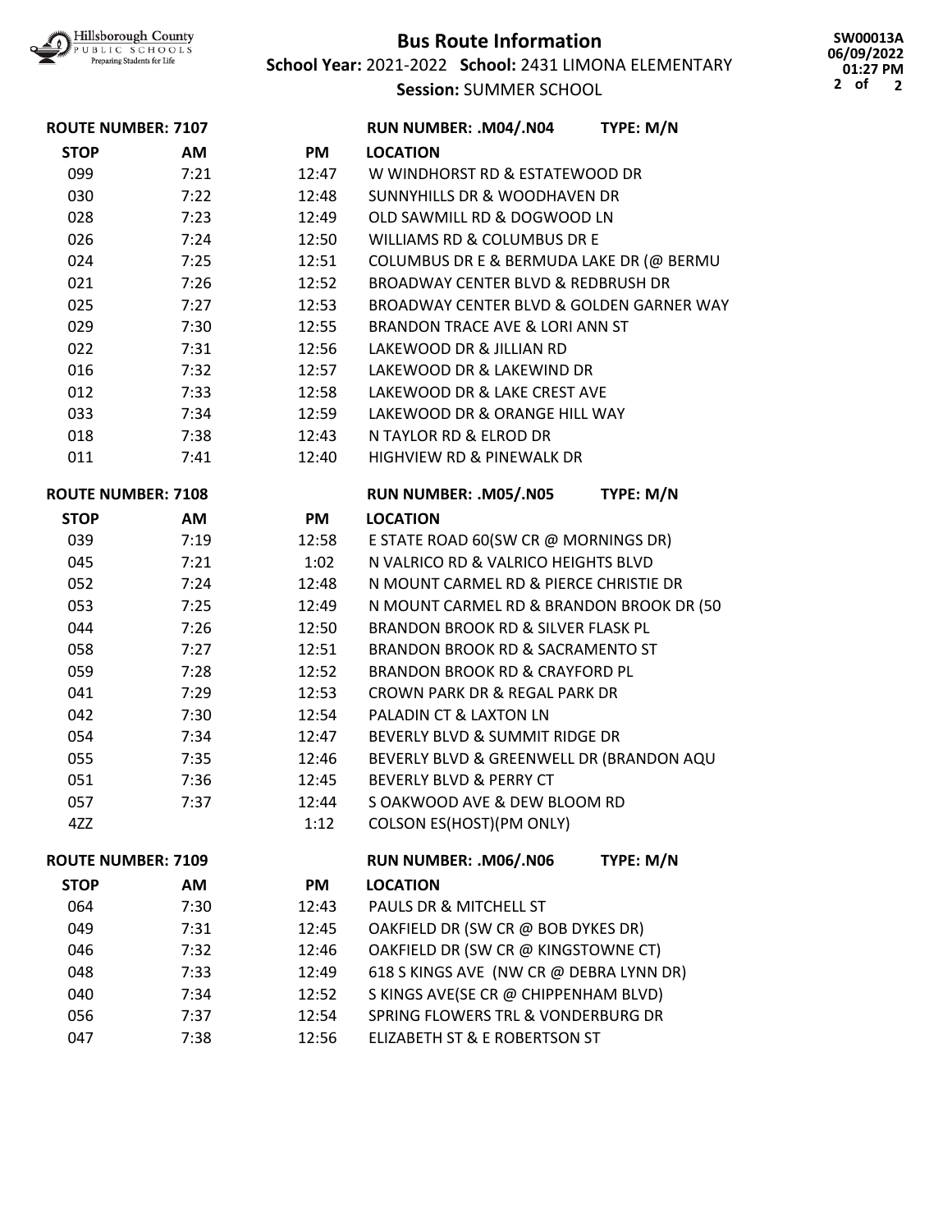# Bus Route Information

**School Year:** 2021-2022 **School:** 2431 LIMONA ELEMENTARY

**Session:** SUMMER SCHOOL

SW00013A
06/09/2022
01:27 PM

**ROUTE NUMBER: 7107** — **RUN NUMBER: .M04/.N04** — **TYPE: M/N**

| STOP | AM | PM | LOCATION |
|---|---|---|---|
| 099 | 7:21 | 12:47 | W WINDHORST RD & ESTATEWOOD DR |
| 030 | 7:22 | 12:48 | SUNNYHILLS DR & WOODHAVEN DR |
| 028 | 7:23 | 12:49 | OLD SAWMILL RD & DOGWOOD LN |
| 026 | 7:24 | 12:50 | WILLIAMS RD & COLUMBUS DR E |
| 024 | 7:25 | 12:51 | COLUMBUS DR E & BERMUDA LAKE DR (@ BERMU |
| 021 | 7:26 | 12:52 | BROADWAY CENTER BLVD & REDBRUSH DR |
| 025 | 7:27 | 12:53 | BROADWAY CENTER BLVD & GOLDEN GARNER WAY |
| 029 | 7:30 | 12:55 | BRANDON TRACE AVE & LORI ANN ST |
| 022 | 7:31 | 12:56 | LAKEWOOD DR & JILLIAN RD |
| 016 | 7:32 | 12:57 | LAKEWOOD DR & LAKEWIND DR |
| 012 | 7:33 | 12:58 | LAKEWOOD DR & LAKE CREST AVE |
| 033 | 7:34 | 12:59 | LAKEWOOD DR & ORANGE HILL WAY |
| 018 | 7:38 | 12:43 | N TAYLOR RD & ELROD DR |
| 011 | 7:41 | 12:40 | HIGHVIEW RD & PINEWALK DR |

**ROUTE NUMBER: 7108** — **RUN NUMBER: .M05/.N05** — **TYPE: M/N**

| STOP | AM | PM | LOCATION |
|---|---|---|---|
| 039 | 7:19 | 12:58 | E STATE ROAD 60(SW CR @ MORNINGS DR) |
| 045 | 7:21 | 1:02 | N VALRICO RD & VALRICO HEIGHTS BLVD |
| 052 | 7:24 | 12:48 | N MOUNT CARMEL RD & PIERCE CHRISTIE DR |
| 053 | 7:25 | 12:49 | N MOUNT CARMEL RD & BRANDON BROOK DR (50 |
| 044 | 7:26 | 12:50 | BRANDON BROOK RD & SILVER FLASK PL |
| 058 | 7:27 | 12:51 | BRANDON BROOK RD & SACRAMENTO ST |
| 059 | 7:28 | 12:52 | BRANDON BROOK RD & CRAYFORD PL |
| 041 | 7:29 | 12:53 | CROWN PARK DR & REGAL PARK DR |
| 042 | 7:30 | 12:54 | PALADIN CT & LAXTON LN |
| 054 | 7:34 | 12:47 | BEVERLY BLVD & SUMMIT RIDGE DR |
| 055 | 7:35 | 12:46 | BEVERLY BLVD & GREENWELL DR (BRANDON AQU |
| 051 | 7:36 | 12:45 | BEVERLY BLVD & PERRY CT |
| 057 | 7:37 | 12:44 | S OAKWOOD AVE & DEW BLOOM RD |
| 4ZZ | | 1:12 | COLSON ES(HOST)(PM ONLY) |

**ROUTE NUMBER: 7109** — **RUN NUMBER: .M06/.N06** — **TYPE: M/N**

| STOP | AM | PM | LOCATION |
|---|---|---|---|
| 064 | 7:30 | 12:43 | PAULS DR & MITCHELL ST |
| 049 | 7:31 | 12:45 | OAKFIELD DR (SW CR @ BOB DYKES DR) |
| 046 | 7:32 | 12:46 | OAKFIELD DR (SW CR @ KINGSTOWNE CT) |
| 048 | 7:33 | 12:49 | 618 S KINGS AVE (NW CR @ DEBRA LYNN DR) |
| 040 | 7:34 | 12:52 | S KINGS AVE(SE CR @ CHIPPENHAM BLVD) |
| 056 | 7:37 | 12:54 | SPRING FLOWERS TRL & VONDERBURG DR |
| 047 | 7:38 | 12:56 | ELIZABETH ST & E ROBERTSON ST |